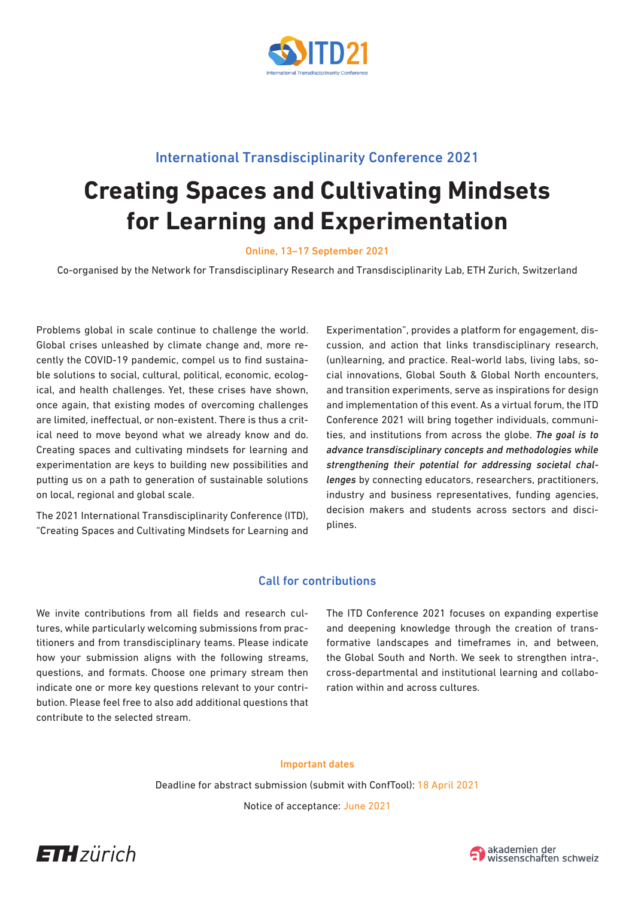ITD21

International Transdisciplinarity Conference

## International Transdisciplinarity Conference 2021

# Creating Spaces and Cultivating Mindsets for Learning and Experimentation

Online, 13–17 September 2021

Co-organised by the Network for Transdisciplinary Research and Transdisciplinarity Lab, ETH Zurich, Switzerland

Problems global in scale continue to challenge the world. Global crises unleashed by climate change and, more recently the COVID-19 pandemic, compel us to find sustainable solutions to social, cultural, political, economic, ecological, and health challenges. Yet, these crises have shown, once again, that existing modes of overcoming challenges are limited, ineffectual, or non-existent. There is thus a critical need to move beyond what we already know and do. Creating spaces and cultivating mindsets for learning and experimentation are keys to building new possibilities and putting us on a path to generation of sustainable solutions on local, regional and global scale.

The 2021 International Transdisciplinarity Conference (ITD), "Creating Spaces and Cultivating Mindsets for Learning and Experimentation", provides a platform for engagement, discussion, and action that links transdisciplinary research, (un)learning, and practice. Real-world labs, living labs, social innovations, Global South & Global North encounters, and transition experiments, serve as inspirations for design and implementation of this event. As a virtual forum, the ITD Conference 2021 will bring together individuals, communities, and institutions from across the globe. ***The goal is to advance transdisciplinary concepts and methodologies while strengthening their potential for addressing societal challenges*** by connecting educators, researchers, practitioners, industry and business representatives, funding agencies, decision makers and students across sectors and disciplines.

## Call for contributions

We invite contributions from all fields and research cultures, while particularly welcoming submissions from practitioners and from transdisciplinary teams. Please indicate how your submission aligns with the following streams, questions, and formats. Choose one primary stream then indicate one or more key questions relevant to your contribution. Please feel free to also add additional questions that contribute to the selected stream.

The ITD Conference 2021 focuses on expanding expertise and deepening knowledge through the creation of transformative landscapes and timeframes in, and between, the Global South and North. We seek to strengthen intra-, cross-departmental and institutional learning and collaboration within and across cultures.

### Important dates

Deadline for abstract submission (submit with ConfTool): 18 April 2021

Notice of acceptance: June 2021

ETH zürich

akademien der wissenschaften schweiz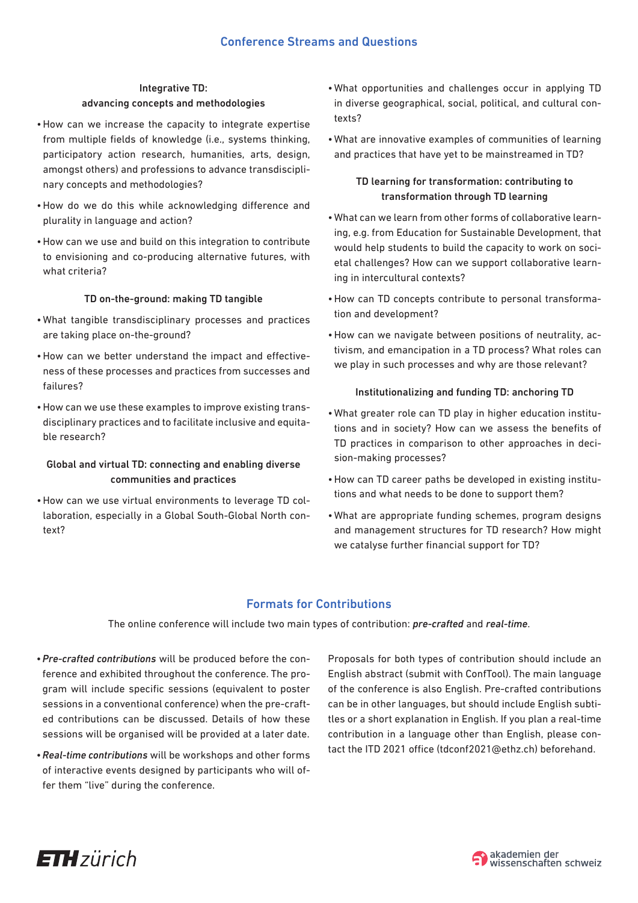## Conference Streams and Questions

### Integrative TD: advancing concepts and methodologies

- How can we increase the capacity to integrate expertise from multiple fields of knowledge (i.e., systems thinking, participatory action research, humanities, arts, design, amongst others) and professions to advance transdisciplinary concepts and methodologies?
- How do we do this while acknowledging difference and plurality in language and action?
- How can we use and build on this integration to contribute to envisioning and co-producing alternative futures, with what criteria?

### TD on-the-ground: making TD tangible

- What tangible transdisciplinary processes and practices are taking place on-the-ground?
- How can we better understand the impact and effectiveness of these processes and practices from successes and failures?
- How can we use these examples to improve existing transdisciplinary practices and to facilitate inclusive and equitable research?

### Global and virtual TD: connecting and enabling diverse communities and practices

- How can we use virtual environments to leverage TD collaboration, especially in a Global South-Global North context?
- What opportunities and challenges occur in applying TD in diverse geographical, social, political, and cultural contexts?
- What are innovative examples of communities of learning and practices that have yet to be mainstreamed in TD?

### TD learning for transformation: contributing to transformation through TD learning

- What can we learn from other forms of collaborative learning, e.g. from Education for Sustainable Development, that would help students to build the capacity to work on societal challenges? How can we support collaborative learning in intercultural contexts?
- How can TD concepts contribute to personal transformation and development?
- How can we navigate between positions of neutrality, activism, and emancipation in a TD process? What roles can we play in such processes and why are those relevant?

### Institutionalizing and funding TD: anchoring TD

- What greater role can TD play in higher education institutions and in society? How can we assess the benefits of TD practices in comparison to other approaches in decision-making processes?
- How can TD career paths be developed in existing institutions and what needs to be done to support them?
- What are appropriate funding schemes, program designs and management structures for TD research? How might we catalyse further financial support for TD?

## Formats for Contributions

The online conference will include two main types of contribution: ***pre-crafted*** and ***real-time***.

- ***Pre-crafted contributions*** will be produced before the conference and exhibited throughout the conference. The program will include specific sessions (equivalent to poster sessions in a conventional conference) when the pre-crafted contributions can be discussed. Details of how these sessions will be organised will be provided at a later date.
- ***Real-time contributions*** will be workshops and other forms of interactive events designed by participants who will offer them "live" during the conference.

Proposals for both types of contribution should include an English abstract (submit with ConfTool). The main language of the conference is also English. Pre-crafted contributions can be in other languages, but should include English subtitles or a short explanation in English. If you plan a real-time contribution in a language other than English, please contact the ITD 2021 office (tdconf2021@ethz.ch) beforehand.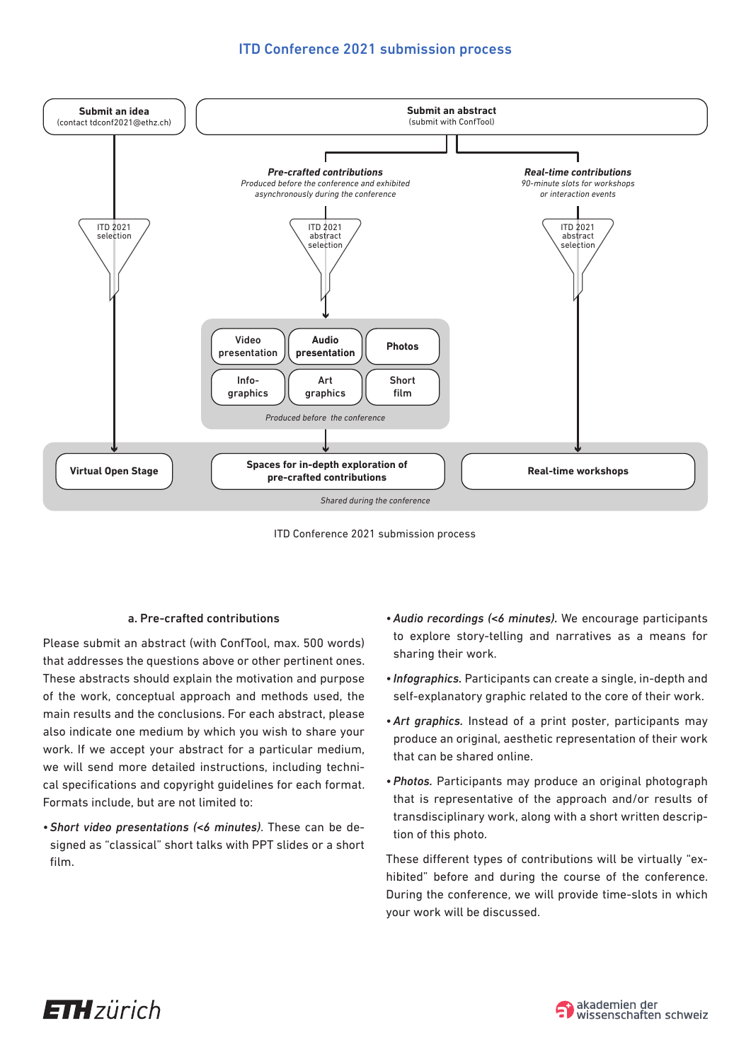## ITD Conference 2021 submission process

**Submit an idea**
(contact tdconf2021@ethz.ch)

**Submit an abstract**
(submit with ConfTool)

***Pre-crafted contributions***
*Produced before the conference and exhibited asynchronously during the conference*

***Real-time contributions***
*90-minute slots for workshops or interaction events*

ITD 2021 selection

ITD 2021 abstract selection

ITD 2021 abstract selection

**Video presentation** | **Audio presentation** | **Photos**
**Info-graphics** | **Art graphics** | **Short film**

*Produced before the conference*

**Virtual Open Stage** | **Spaces for in-depth exploration of pre-crafted contributions** | **Real-time workshops**

*Shared during the conference*

ITD Conference 2021 submission process

### a. Pre-crafted contributions

Please submit an abstract (with ConfTool, max. 500 words) that addresses the questions above or other pertinent ones. These abstracts should explain the motivation and purpose of the work, conceptual approach and methods used, the main results and the conclusions. For each abstract, please also indicate one medium by which you wish to share your work. If we accept your abstract for a particular medium, we will send more detailed instructions, including technical specifications and copyright guidelines for each format. Formats include, but are not limited to:

- *Short video presentations (<6 minutes)*. These can be designed as "classical" short talks with PPT slides or a short film.
- *Audio recordings (<6 minutes).* We encourage participants to explore story-telling and narratives as a means for sharing their work.
- *Infographics.* Participants can create a single, in-depth and self-explanatory graphic related to the core of their work.
- *Art graphics.* Instead of a print poster, participants may produce an original, aesthetic representation of their work that can be shared online.
- *Photos.* Participants may produce an original photograph that is representative of the approach and/or results of transdisciplinary work, along with a short written description of this photo.

These different types of contributions will be virtually "exhibited" before and during the course of the conference. During the conference, we will provide time-slots in which your work will be discussed.

ETH zürich

akademien der wissenschaften schweiz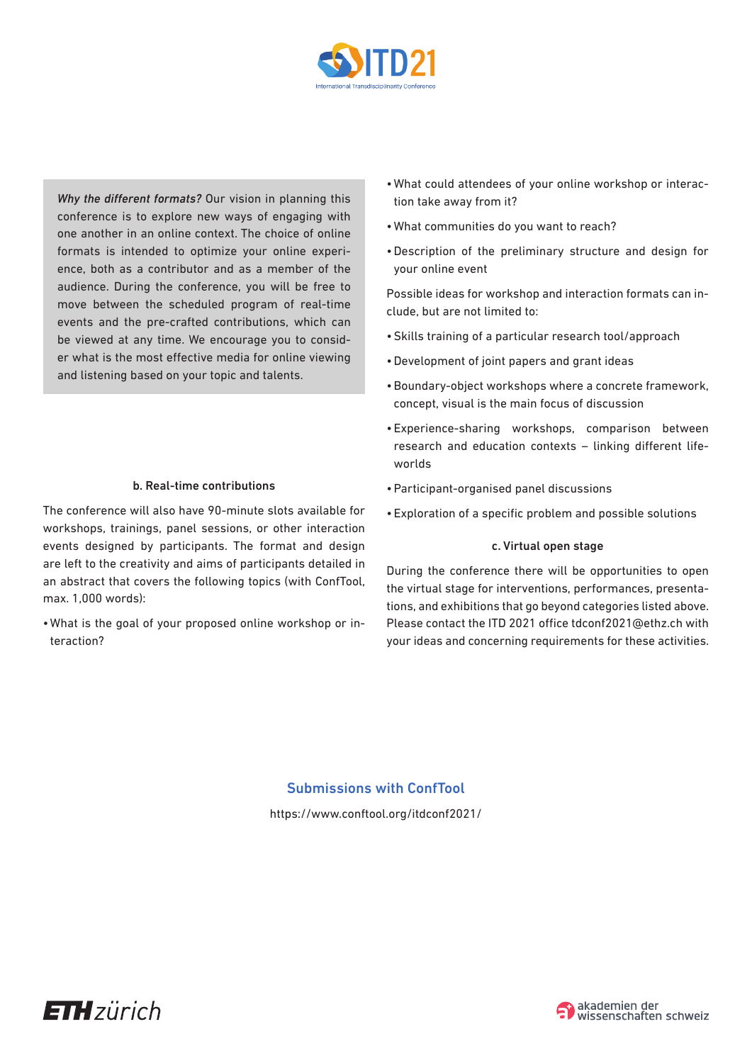*Why the different formats?* Our vision in planning this conference is to explore new ways of engaging with one another in an online context. The choice of online formats is intended to optimize your online experience, both as a contributor and as a member of the audience. During the conference, you will be free to move between the scheduled program of real-time events and the pre-crafted contributions, which can be viewed at any time. We encourage you to consider what is the most effective media for online viewing and listening based on your topic and talents.

### b. Real-time contributions

The conference will also have 90-minute slots available for workshops, trainings, panel sessions, or other interaction events designed by participants. The format and design are left to the creativity and aims of participants detailed in an abstract that covers the following topics (with ConfTool, max. 1,000 words):

- What is the goal of your proposed online workshop or interaction?
- What could attendees of your online workshop or interaction take away from it?
- What communities do you want to reach?
- Description of the preliminary structure and design for your online event

Possible ideas for workshop and interaction formats can include, but are not limited to:

- Skills training of a particular research tool/approach
- Development of joint papers and grant ideas
- Boundary-object workshops where a concrete framework, concept, visual is the main focus of discussion
- Experience-sharing workshops, comparison between research and education contexts – linking different life-worlds
- Participant-organised panel discussions
- Exploration of a specific problem and possible solutions

### c. Virtual open stage

During the conference there will be opportunities to open the virtual stage for interventions, performances, presentations, and exhibitions that go beyond categories listed above. Please contact the ITD 2021 office tdconf2021@ethz.ch with your ideas and concerning requirements for these activities.

## Submissions with ConfTool

https://www.conftool.org/itdconf2021/